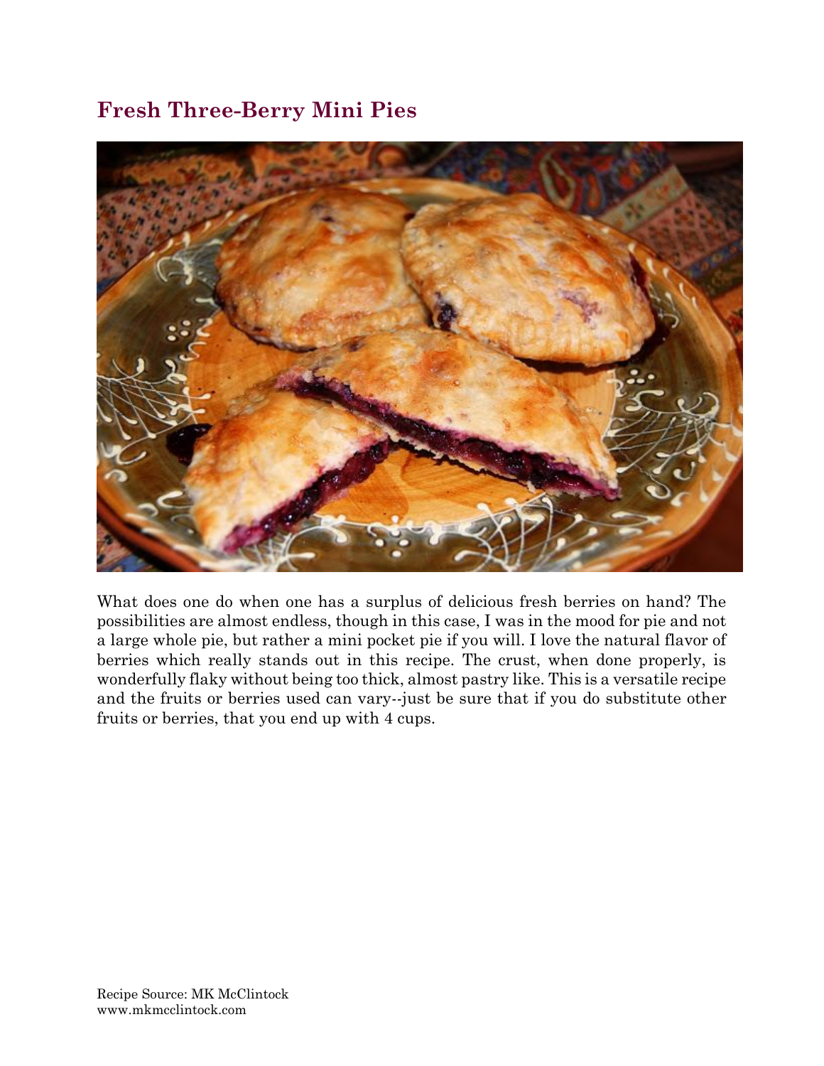# Fresh Three-Berry Mini Pies

What does one do when one has a surplus of delicious fresh berries on hand? The possibilities are almost endless, though in this case, I was in the mood for pie and not a large whole pie, but rather a mini pocket pie if you will. I love the natural flavor of berries which really stands out in this recipe. The crust, when done properly, is wonderfully flaky without being too thick, almost pastry like. This is a versatile recipe and the fruits or berries used can vary--just be sure that if you do substitute other fruits or berries, that you end up with 4 cups.

Recipe Source: MK McClintock
www.mkmcclintock.com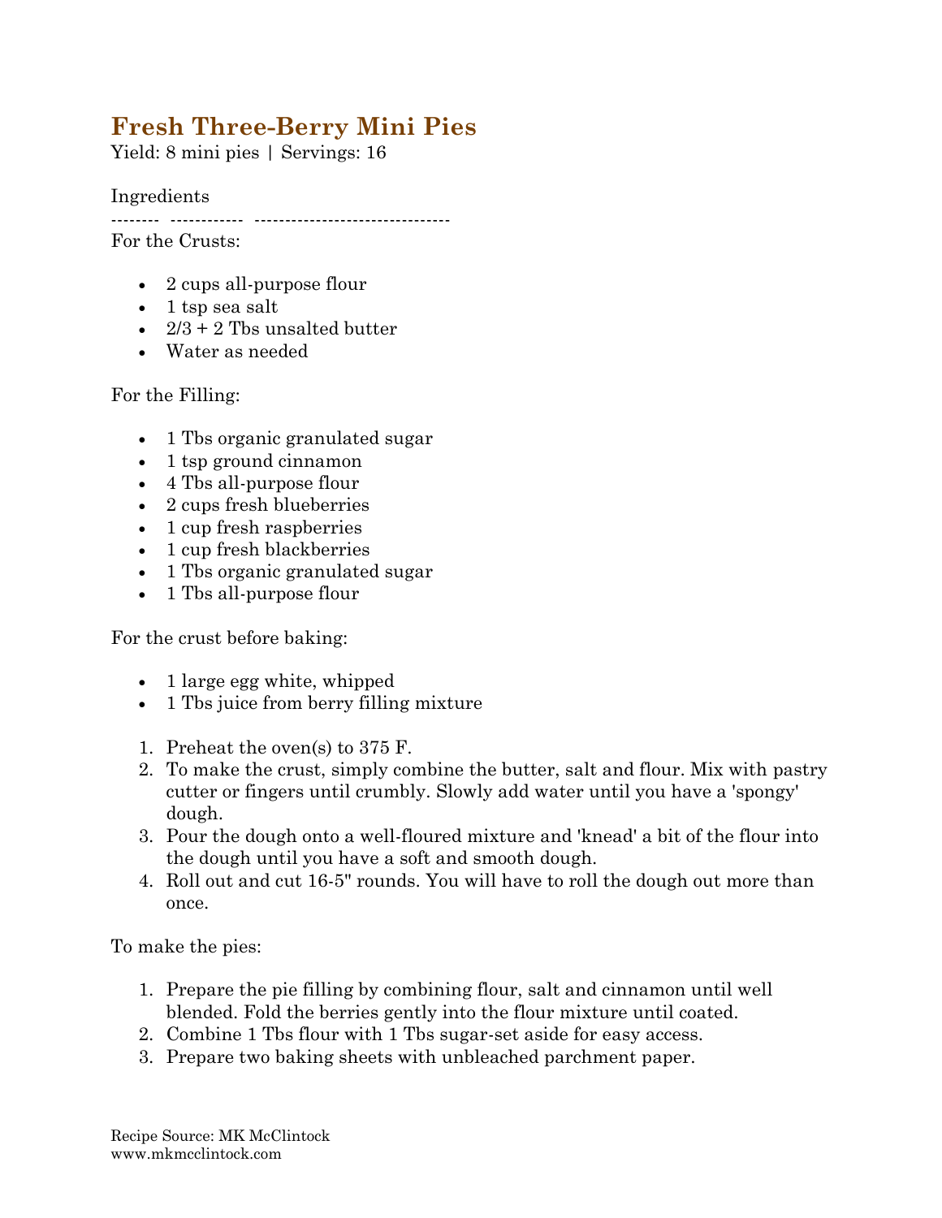# Fresh Three-Berry Mini Pies

Yield: 8 mini pies | Servings: 16

Ingredients

-------- ----------- -------------------------------

For the Crusts:

- 2 cups all-purpose flour
- 1 tsp sea salt
- 2/3 + 2 Tbs unsalted butter
- Water as needed

For the Filling:

- 1 Tbs organic granulated sugar
- 1 tsp ground cinnamon
- 4 Tbs all-purpose flour
- 2 cups fresh blueberries
- 1 cup fresh raspberries
- 1 cup fresh blackberries
- 1 Tbs organic granulated sugar
- 1 Tbs all-purpose flour

For the crust before baking:

- 1 large egg white, whipped
- 1 Tbs juice from berry filling mixture

1. Preheat the oven(s) to 375 F.
2. To make the crust, simply combine the butter, salt and flour. Mix with pastry cutter or fingers until crumbly. Slowly add water until you have a 'spongy' dough.
3. Pour the dough onto a well-floured mixture and 'knead' a bit of the flour into the dough until you have a soft and smooth dough.
4. Roll out and cut 16-5" rounds. You will have to roll the dough out more than once.

To make the pies:

1. Prepare the pie filling by combining flour, salt and cinnamon until well blended. Fold the berries gently into the flour mixture until coated.
2. Combine 1 Tbs flour with 1 Tbs sugar-set aside for easy access.
3. Prepare two baking sheets with unbleached parchment paper.

Recipe Source: MK McClintock
www.mkmcclintock.com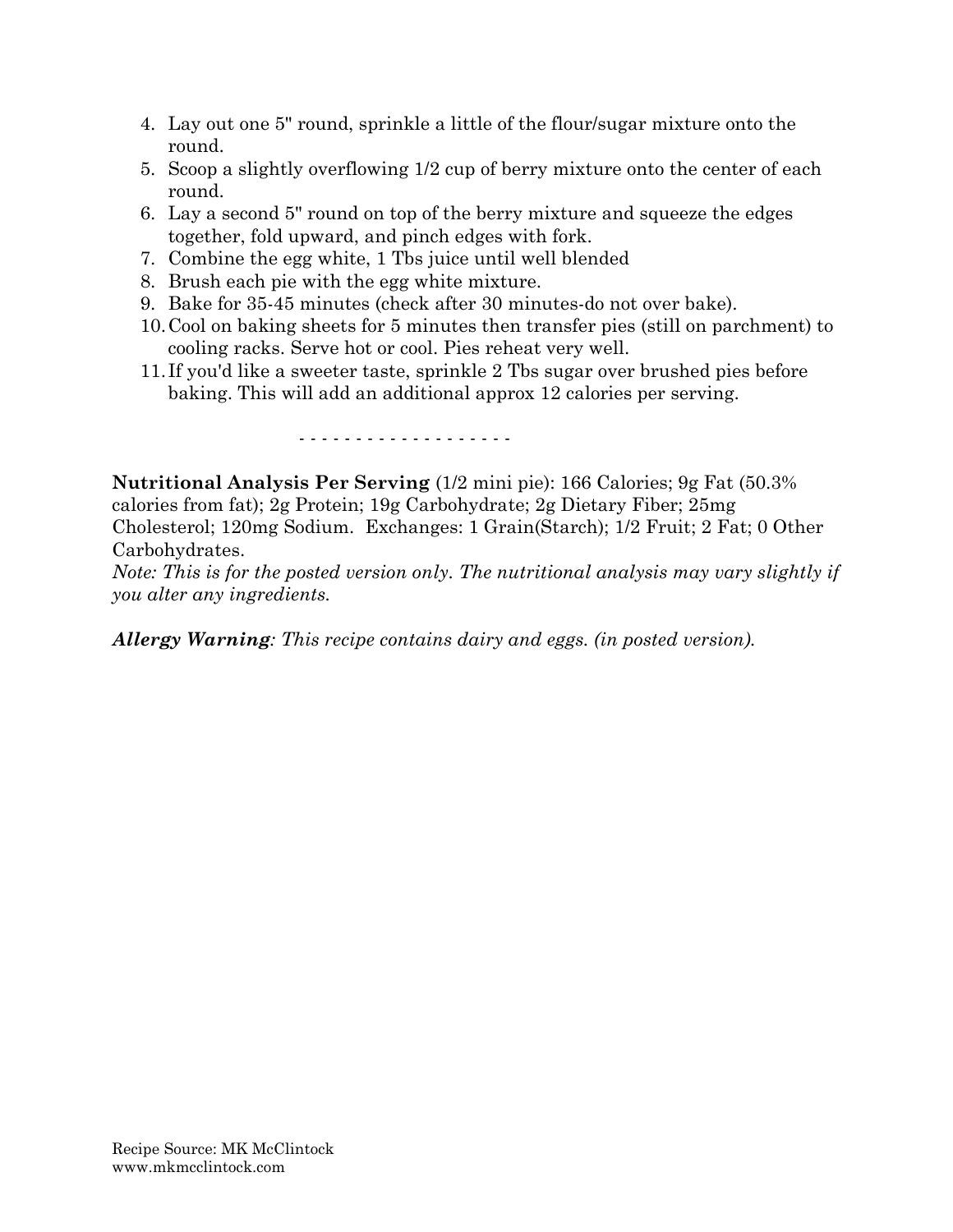4. Lay out one 5" round, sprinkle a little of the flour/sugar mixture onto the round.
5. Scoop a slightly overflowing 1/2 cup of berry mixture onto the center of each round.
6. Lay a second 5" round on top of the berry mixture and squeeze the edges together, fold upward, and pinch edges with fork.
7. Combine the egg white, 1 Tbs juice until well blended
8. Brush each pie with the egg white mixture.
9. Bake for 35-45 minutes (check after 30 minutes-do not over bake).
10. Cool on baking sheets for 5 minutes then transfer pies (still on parchment) to cooling racks. Serve hot or cool. Pies reheat very well.
11. If you'd like a sweeter taste, sprinkle 2 Tbs sugar over brushed pies before baking. This will add an additional approx 12 calories per serving.

\- - - - - - - - - - - - - - - - - - -

**Nutritional Analysis Per Serving** (1/2 mini pie): 166 Calories; 9g Fat (50.3% calories from fat); 2g Protein; 19g Carbohydrate; 2g Dietary Fiber; 25mg Cholesterol; 120mg Sodium. Exchanges: 1 Grain(Starch); 1/2 Fruit; 2 Fat; 0 Other Carbohydrates.

*Note: This is for the posted version only. The nutritional analysis may vary slightly if you alter any ingredients.*

***Allergy Warning**: This recipe contains dairy and eggs. (in posted version).*

Recipe Source: MK McClintock
www.mkmcclintock.com